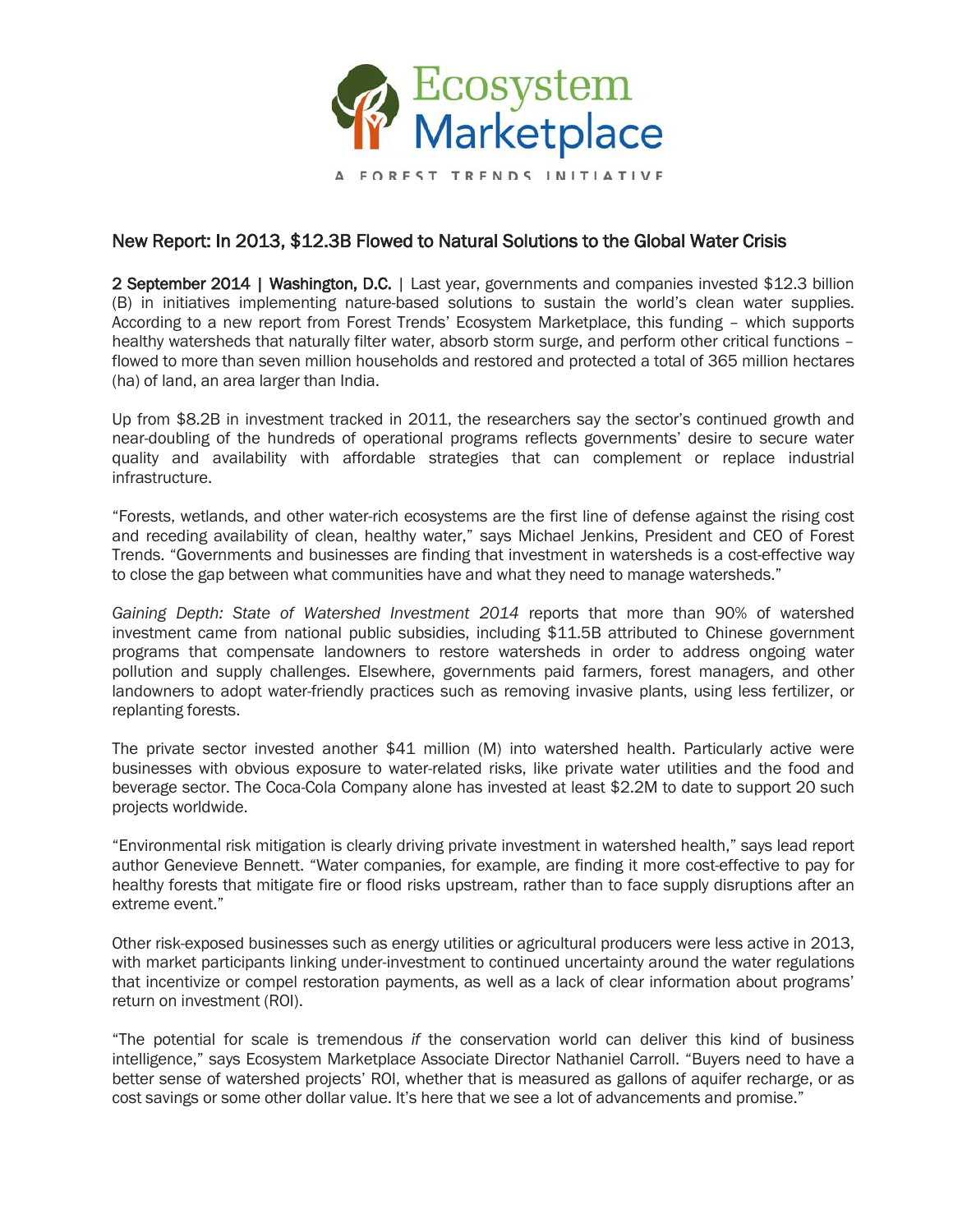Ecosystem Marketplace

A FOREST TRENDS INITIATIVE

## New Report: In 2013, $12.3B Flowed to Natural Solutions to the Global Water Crisis

**2 September 2014 | Washington, D.C.** | Last year, governments and companies invested $12.3 billion (B) in initiatives implementing nature-based solutions to sustain the world's clean water supplies. According to a new report from Forest Trends' Ecosystem Marketplace, this funding – which supports healthy watersheds that naturally filter water, absorb storm surge, and perform other critical functions – flowed to more than seven million households and restored and protected a total of 365 million hectares (ha) of land, an area larger than India.

Up from $8.2B in investment tracked in 2011, the researchers say the sector's continued growth and near-doubling of the hundreds of operational programs reflects governments' desire to secure water quality and availability with affordable strategies that can complement or replace industrial infrastructure.

"Forests, wetlands, and other water-rich ecosystems are the first line of defense against the rising cost and receding availability of clean, healthy water," says Michael Jenkins, President and CEO of Forest Trends. "Governments and businesses are finding that investment in watersheds is a cost-effective way to close the gap between what communities have and what they need to manage watersheds."

*Gaining Depth: State of Watershed Investment 2014* reports that more than 90% of watershed investment came from national public subsidies, including $11.5B attributed to Chinese government programs that compensate landowners to restore watersheds in order to address ongoing water pollution and supply challenges. Elsewhere, governments paid farmers, forest managers, and other landowners to adopt water-friendly practices such as removing invasive plants, using less fertilizer, or replanting forests.

The private sector invested another $41 million (M) into watershed health. Particularly active were businesses with obvious exposure to water-related risks, like private water utilities and the food and beverage sector. The Coca-Cola Company alone has invested at least $2.2M to date to support 20 such projects worldwide.

"Environmental risk mitigation is clearly driving private investment in watershed health," says lead report author Genevieve Bennett. "Water companies, for example, are finding it more cost-effective to pay for healthy forests that mitigate fire or flood risks upstream, rather than to face supply disruptions after an extreme event."

Other risk-exposed businesses such as energy utilities or agricultural producers were less active in 2013, with market participants linking under-investment to continued uncertainty around the water regulations that incentivize or compel restoration payments, as well as a lack of clear information about programs' return on investment (ROI).

"The potential for scale is tremendous *if* the conservation world can deliver this kind of business intelligence," says Ecosystem Marketplace Associate Director Nathaniel Carroll. "Buyers need to have a better sense of watershed projects' ROI, whether that is measured as gallons of aquifer recharge, or as cost savings or some other dollar value. It's here that we see a lot of advancements and promise."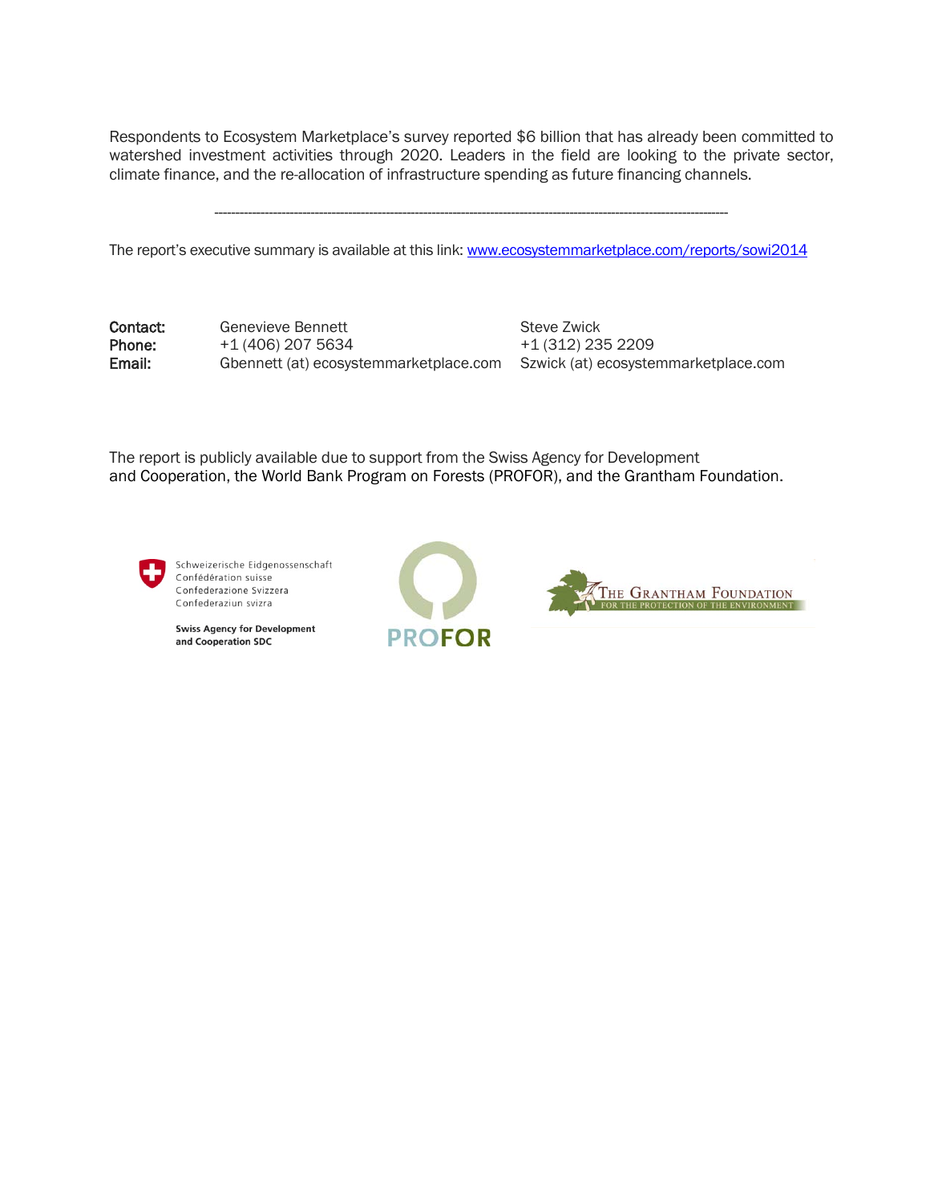Respondents to Ecosystem Marketplace's survey reported $6 billion that has already been committed to watershed investment activities through 2020. Leaders in the field are looking to the private sector, climate finance, and the re-allocation of infrastructure spending as future financing channels.

---

The report's executive summary is available at this link: [www.ecosystemmarketplace.com/reports/sowi2014](www.ecosystemmarketplace.com/reports/sowi2014)

| | | |
|---|---|---|
| **Contact:** | Genevieve Bennett | Steve Zwick |
| **Phone:** | +1 (406) 207 5634 | +1 (312) 235 2209 |
| **Email:** | Gbennett (at) ecosystemmarketplace.com | Szwick (at) ecosystemmarketplace.com |

The report is publicly available due to support from the Swiss Agency for Development and Cooperation, the World Bank Program on Forests (PROFOR), and the Grantham Foundation.

Schweizerische Eidgenossenschaft
Confédération suisse
Confederazione Svizzera
Confederaziun svizra

**Swiss Agency for Development and Cooperation SDC**

PROFOR

THE GRANTHAM FOUNDATION
FOR THE PROTECTION OF THE ENVIRONMENT